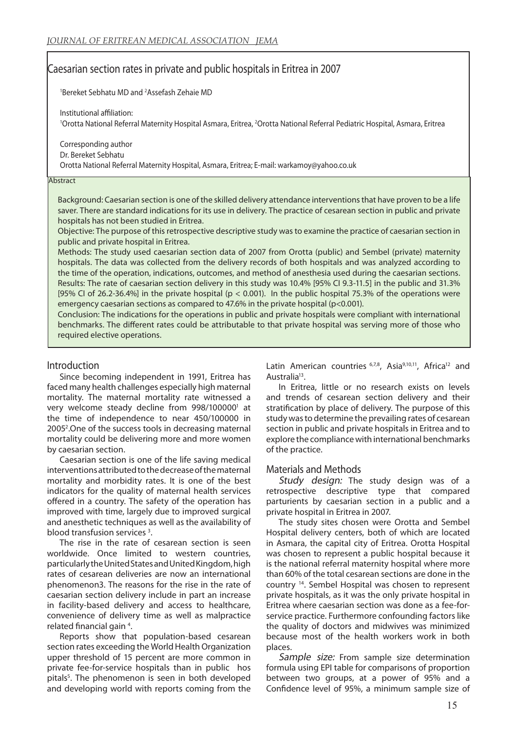# Caesarian section rates in private and public hospitals in Eritrea in 2007

[1]Bereket Sebhatu MD and [2]Assefash Zehaie MD

Institutional affiliation:
[1]Orotta National Referral Maternity Hospital Asmara, Eritrea, [2]Orotta National Referral Pediatric Hospital, Asmara, Eritrea

Corresponding author
Dr. Bereket Sebhatu
Orotta National Referral Maternity Hospital, Asmara, Eritrea; E-mail: warkamoy@yahoo.co.uk

## Abstract

Background: Caesarian section is one of the skilled delivery attendance interventions that have proven to be a life saver. There are standard indications for its use in delivery. The practice of cesarean section in public and private hospitals has not been studied in Eritrea.

Objective: The purpose of this retrospective descriptive study was to examine the practice of caesarian section in public and private hospital in Eritrea.

Methods: The study used caesarian section data of 2007 from Orotta (public) and Sembel (private) maternity hospitals. The data was collected from the delivery records of both hospitals and was analyzed according to the time of the operation, indications, outcomes, and method of anesthesia used during the caesarian sections.

Results: The rate of caesarian section delivery in this study was 10.4% [95% CI 9.3-11.5] in the public and 31.3% [95% CI of 26.2-36.4%] in the private hospital ($p < 0.001$). In the public hospital 75.3% of the operations were emergency caesarian sections as compared to 47.6% in the private hospital ($p<0.001$).

Conclusion: The indications for the operations in public and private hospitals were compliant with international benchmarks. The different rates could be attributable to that private hospital was serving more of those who required elective operations.

## Introduction

Since becoming independent in 1991, Eritrea has faced many health challenges especially high maternal mortality. The maternal mortality rate witnessed a very welcome steady decline from 998/100000[1] at the time of independence to near 450/100000 in 2005[2].One of the success tools in decreasing maternal mortality could be delivering more and more women by caesarian section.

Caesarian section is one of the life saving medical interventions attributed to the decrease of the maternal mortality and morbidity rates. It is one of the best indicators for the quality of maternal health services offered in a country. The safety of the operation has improved with time, largely due to improved surgical and anesthetic techniques as well as the availability of blood transfusion services [3].

The rise in the rate of cesarean section is seen worldwide. Once limited to western countries, particularly the United States and United Kingdom, high rates of cesarean deliveries are now an international phenomenon3. The reasons for the rise in the rate of caesarian section delivery include in part an increase in facility-based delivery and access to healthcare, convenience of delivery time as well as malpractice related financial gain [4].

Reports show that population-based cesarean section rates exceeding the World Health Organization upper threshold of 15 percent are more common in private fee-for-service hospitals than in public hos pitals[5]. The phenomenon is seen in both developed and developing world with reports coming from the Latin American countries [6,7,8], Asia[9,10,11], Africa[12] and Australia[13].

In Eritrea, little or no research exists on levels and trends of cesarean section delivery and their stratification by place of delivery. The purpose of this study was to determine the prevailing rates of cesarean section in public and private hospitals in Eritrea and to explore the compliance with international benchmarks of the practice.

## Materials and Methods

*Study design:* The study design was of a retrospective descriptive type that compared parturients by caesarian section in a public and a private hospital in Eritrea in 2007.

The study sites chosen were Orotta and Sembel Hospital delivery centers, both of which are located in Asmara, the capital city of Eritrea. Orotta Hospital was chosen to represent a public hospital because it is the national referral maternity hospital where more than 60% of the total cesarean sections are done in the country [14]. Sembel Hospital was chosen to represent private hospitals, as it was the only private hospital in Eritrea where caesarian section was done as a fee-for-service practice. Furthermore confounding factors like the quality of doctors and midwives was minimized because most of the health workers work in both places.

*Sample size:* From sample size determination formula using EPI table for comparisons of proportion between two groups, at a power of 95% and a Confidence level of 95%, a minimum sample size of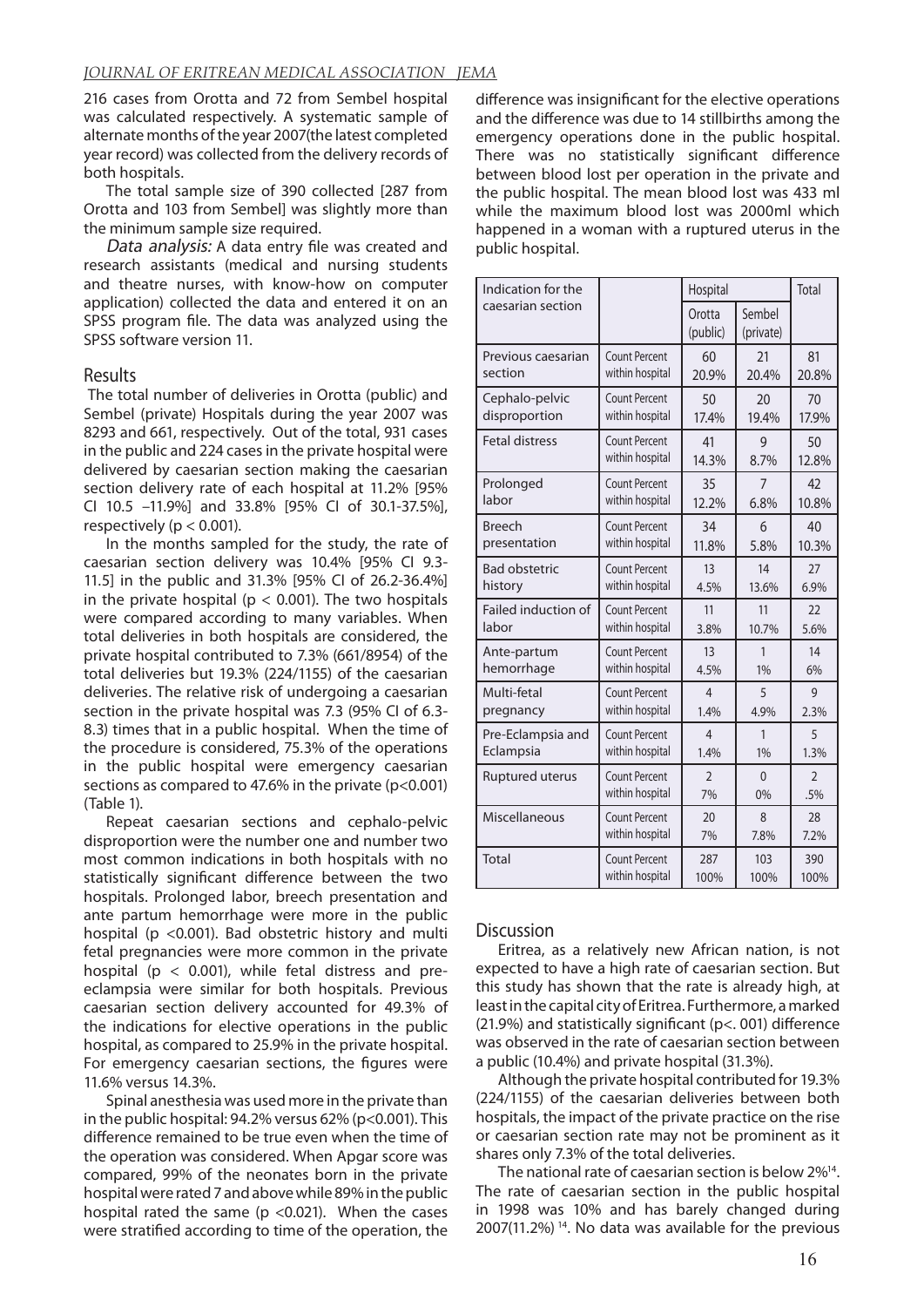216 cases from Orotta and 72 from Sembel hospital was calculated respectively. A systematic sample of alternate months of the year 2007(the latest completed year record) was collected from the delivery records of both hospitals.

The total sample size of 390 collected [287 from Orotta and 103 from Sembel] was slightly more than the minimum sample size required.

*Data analysis:* A data entry file was created and research assistants (medical and nursing students and theatre nurses, with know-how on computer application) collected the data and entered it on an SPSS program file. The data was analyzed using the SPSS software version 11.

## Results

The total number of deliveries in Orotta (public) and Sembel (private) Hospitals during the year 2007 was 8293 and 661, respectively. Out of the total, 931 cases in the public and 224 cases in the private hospital were delivered by caesarian section making the caesarian section delivery rate of each hospital at 11.2% [95% CI 10.5 –11.9%] and 33.8% [95% CI of 30.1-37.5%], respectively ($p < 0.001$).

In the months sampled for the study, the rate of caesarian section delivery was 10.4% [95% CI 9.3-11.5] in the public and 31.3% [95% CI of 26.2-36.4%] in the private hospital ($p < 0.001$). The two hospitals were compared according to many variables. When total deliveries in both hospitals are considered, the private hospital contributed to 7.3% (661/8954) of the total deliveries but 19.3% (224/1155) of the caesarian deliveries. The relative risk of undergoing a caesarian section in the private hospital was 7.3 (95% CI of 6.3-8.3) times that in a public hospital. When the time of the procedure is considered, 75.3% of the operations in the public hospital were emergency caesarian sections as compared to 47.6% in the private ($p<0.001$) (Table 1).

Repeat caesarian sections and cephalo-pelvic disproportion were the number one and number two most common indications in both hospitals with no statistically significant difference between the two hospitals. Prolonged labor, breech presentation and ante partum hemorrhage were more in the public hospital ($p <0.001$). Bad obstetric history and multi fetal pregnancies were more common in the private hospital ($p < 0.001$), while fetal distress and pre-eclampsia were similar for both hospitals. Previous caesarian section delivery accounted for 49.3% of the indications for elective operations in the public hospital, as compared to 25.9% in the private hospital. For emergency caesarian sections, the figures were 11.6% versus 14.3%.

Spinal anesthesia was used more in the private than in the public hospital: 94.2% versus 62% ($p<0.001$). This difference remained to be true even when the time of the operation was considered. When Apgar score was compared, 99% of the neonates born in the private hospital were rated 7 and above while 89% in the public hospital rated the same ($p <0.021$). When the cases were stratified according to time of the operation, the difference was insignificant for the elective operations and the difference was due to 14 stillbirths among the emergency operations done in the public hospital. There was no statistically significant difference between blood lost per operation in the private and the public hospital. The mean blood lost was 433 ml while the maximum blood lost was 2000ml which happened in a woman with a ruptured uterus in the public hospital.

| Indication for the caesarian section | | Hospital | | Total |
|---|---|---|---|---|
| | | Orotta (public) | Sembel (private) | |
| Previous caesarian section | Count Percent within hospital | 60<br>20.9% | 21<br>20.4% | 81<br>20.8% |
| Cephalo-pelvic disproportion | Count Percent within hospital | 50<br>17.4% | 20<br>19.4% | 70<br>17.9% |
| Fetal distress | Count Percent within hospital | 41<br>14.3% | 9<br>8.7% | 50<br>12.8% |
| Prolonged labor | Count Percent within hospital | 35<br>12.2% | 7<br>6.8% | 42<br>10.8% |
| Breech presentation | Count Percent within hospital | 34<br>11.8% | 6<br>5.8% | 40<br>10.3% |
| Bad obstetric history | Count Percent within hospital | 13<br>4.5% | 14<br>13.6% | 27<br>6.9% |
| Failed induction of labor | Count Percent within hospital | 11<br>3.8% | 11<br>10.7% | 22<br>5.6% |
| Ante-partum hemorrhage | Count Percent within hospital | 13<br>4.5% | 1<br>1% | 14<br>6% |
| Multi-fetal pregnancy | Count Percent within hospital | 4<br>1.4% | 5<br>4.9% | 9<br>2.3% |
| Pre-Eclampsia and Eclampsia | Count Percent within hospital | 4<br>1.4% | 1<br>1% | 5<br>1.3% |
| Ruptured uterus | Count Percent within hospital | 2<br>7% | 0<br>0% | 2<br>.5% |
| Miscellaneous | Count Percent within hospital | 20<br>7% | 8<br>7.8% | 28<br>7.2% |
| Total | Count Percent within hospital | 287<br>100% | 103<br>100% | 390<br>100% |

## Discussion

Eritrea, as a relatively new African nation, is not expected to have a high rate of caesarian section. But this study has shown that the rate is already high, at least in the capital city of Eritrea. Furthermore, a marked (21.9%) and statistically significant ($p<.001$) difference was observed in the rate of caesarian section between a public (10.4%) and private hospital (31.3%).

Although the private hospital contributed for 19.3% (224/1155) of the caesarian deliveries between both hospitals, the impact of the private practice on the rise or caesarian section rate may not be prominent as it shares only 7.3% of the total deliveries.

The national rate of caesarian section is below 2%[14]. The rate of caesarian section in the public hospital in 1998 was 10% and has barely changed during 2007(11.2%) [14]. No data was available for the previous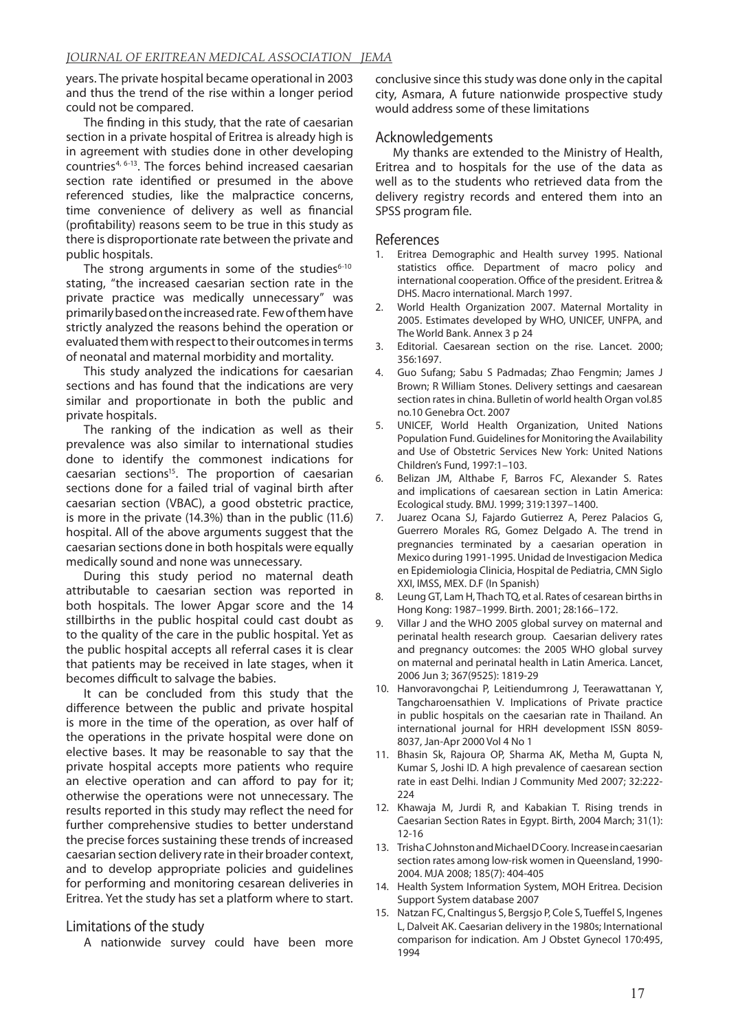years. The private hospital became operational in 2003 and thus the trend of the rise within a longer period could not be compared.

The finding in this study, that the rate of caesarian section in a private hospital of Eritrea is already high is in agreement with studies done in other developing countries[4, 6-13]. The forces behind increased caesarian section rate identified or presumed in the above referenced studies, like the malpractice concerns, time convenience of delivery as well as financial (profitability) reasons seem to be true in this study as there is disproportionate rate between the private and public hospitals.

The strong arguments in some of the studies[6-10] stating, "the increased caesarian section rate in the private practice was medically unnecessary" was primarily based on the increased rate. Few of them have strictly analyzed the reasons behind the operation or evaluated them with respect to their outcomes in terms of neonatal and maternal morbidity and mortality.

This study analyzed the indications for caesarian sections and has found that the indications are very similar and proportionate in both the public and private hospitals.

The ranking of the indication as well as their prevalence was also similar to international studies done to identify the commonest indications for caesarian sections[15]. The proportion of caesarian sections done for a failed trial of vaginal birth after caesarian section (VBAC), a good obstetric practice, is more in the private (14.3%) than in the public (11.6) hospital. All of the above arguments suggest that the caesarian sections done in both hospitals were equally medically sound and none was unnecessary.

During this study period no maternal death attributable to caesarian section was reported in both hospitals. The lower Apgar score and the 14 stillbirths in the public hospital could cast doubt as to the quality of the care in the public hospital. Yet as the public hospital accepts all referral cases it is clear that patients may be received in late stages, when it becomes difficult to salvage the babies.

It can be concluded from this study that the difference between the public and private hospital is more in the time of the operation, as over half of the operations in the private hospital were done on elective bases. It may be reasonable to say that the private hospital accepts more patients who require an elective operation and can afford to pay for it; otherwise the operations were not unnecessary. The results reported in this study may reflect the need for further comprehensive studies to better understand the precise forces sustaining these trends of increased caesarian section delivery rate in their broader context, and to develop appropriate policies and guidelines for performing and monitoring cesarean deliveries in Eritrea. Yet the study has set a platform where to start.

## Limitations of the study

A nationwide survey could have been more conclusive since this study was done only in the capital city, Asmara, A future nationwide prospective study would address some of these limitations

## Acknowledgements

My thanks are extended to the Ministry of Health, Eritrea and to hospitals for the use of the data as well as to the students who retrieved data from the delivery registry records and entered them into an SPSS program file.

## References

1. Eritrea Demographic and Health survey 1995. National statistics office. Department of macro policy and international cooperation. Office of the president. Eritrea & DHS. Macro international. March 1997.
2. World Health Organization 2007. Maternal Mortality in 2005. Estimates developed by WHO, UNICEF, UNFPA, and The World Bank. Annex 3 p 24
3. Editorial. Caesarean section on the rise. Lancet. 2000; 356:1697.
4. Guo Sufang; Sabu S Padmadas; Zhao Fengmin; James J Brown; R William Stones. Delivery settings and caesarean section rates in china. Bulletin of world health Organ vol.85 no.10 Genebra Oct. 2007
5. UNICEF, World Health Organization, United Nations Population Fund. Guidelines for Monitoring the Availability and Use of Obstetric Services New York: United Nations Children's Fund, 1997:1–103.
6. Belizan JM, Althabe F, Barros FC, Alexander S. Rates and implications of caesarean section in Latin America: Ecological study. BMJ. 1999; 319:1397–1400.
7. Juarez Ocana SJ, Fajardo Gutierrez A, Perez Palacios G, Guerrero Morales RG, Gomez Delgado A. The trend in pregnancies terminated by a caesarian operation in Mexico during 1991-1995. Unidad de Investigacion Medica en Epidemiologia Clinicia, Hospital de Pediatria, CMN Siglo XXI, IMSS, MEX. D.F (In Spanish)
8. Leung GT, Lam H, Thach TQ, et al. Rates of cesarean births in Hong Kong: 1987–1999. Birth. 2001; 28:166–172.
9. Villar J and the WHO 2005 global survey on maternal and perinatal health research group. Caesarian delivery rates and pregnancy outcomes: the 2005 WHO global survey on maternal and perinatal health in Latin America. Lancet, 2006 Jun 3; 367(9525): 1819-29
10. Hanvoravongchai P, Leitiendumrong J, Teerawattanan Y, Tangcharoensathien V. Implications of Private practice in public hospitals on the caesarian rate in Thailand. An international journal for HRH development ISSN 8059-8037, Jan-Apr 2000 Vol 4 No 1
11. Bhasin SK, Rajoura OP, Sharma AK, Metha M, Gupta N, Kumar S, Joshi ID. A high prevalence of caesarean section rate in east Delhi. Indian J Community Med 2007; 32:222-224
12. Khawaja M, Jurdi R, and Kabakian T. Rising trends in Caesarian Section Rates in Egypt. Birth, 2004 March; 31(1): 12-16
13. Trisha C Johnston and Michael D Coory. Increase in caesarian section rates among low-risk women in Queensland, 1990-2004. MJA 2008; 185(7): 404-405
14. Health System Information System, MOH Eritrea. Decision Support System database 2007
15. Natzan FC, Cnaltingus S, Bergsjo P, Cole S, Tueffel S, Ingenes L, Dalveit AK. Caesarian delivery in the 1980s; International comparison for indication. Am J Obstet Gynecol 170:495, 1994